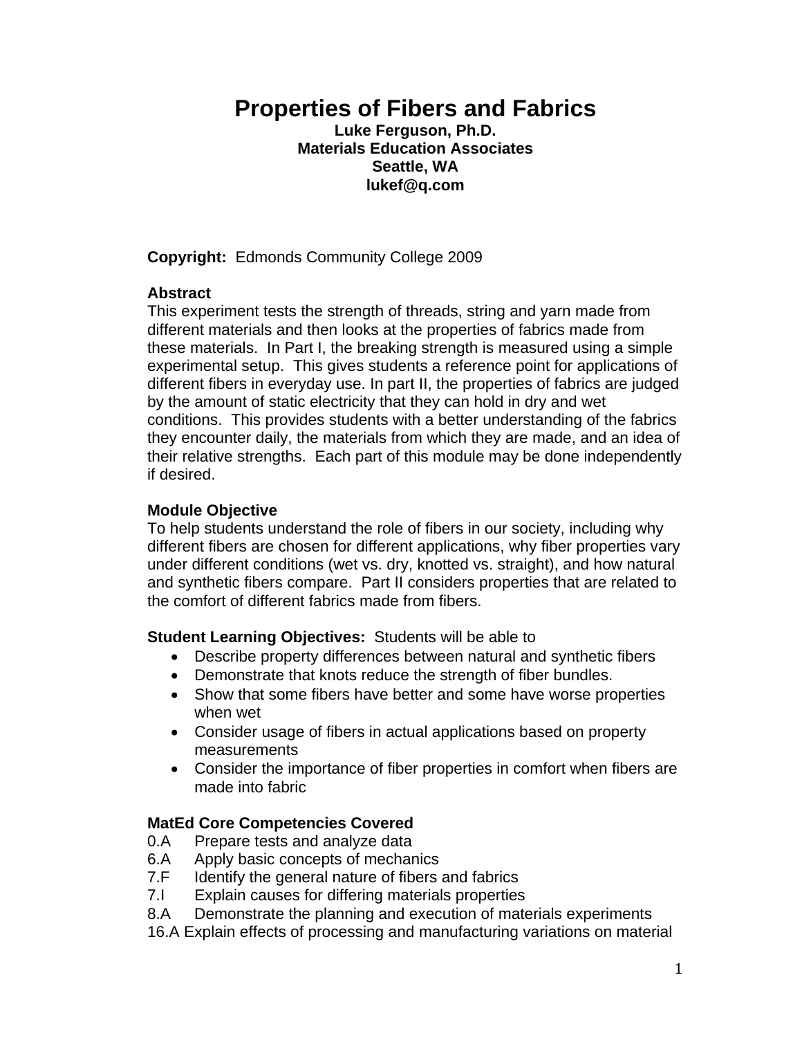# Properties of Fibers and Fabrics

**Luke Ferguson, Ph.D.**
**Materials Education Associates**
**Seattle, WA**
**lukef@q.com**

**Copyright:** Edmonds Community College 2009

**Abstract**

This experiment tests the strength of threads, string and yarn made from different materials and then looks at the properties of fabrics made from these materials. In Part I, the breaking strength is measured using a simple experimental setup. This gives students a reference point for applications of different fibers in everyday use. In part II, the properties of fabrics are judged by the amount of static electricity that they can hold in dry and wet conditions. This provides students with a better understanding of the fabrics they encounter daily, the materials from which they are made, and an idea of their relative strengths. Each part of this module may be done independently if desired.

**Module Objective**

To help students understand the role of fibers in our society, including why different fibers are chosen for different applications, why fiber properties vary under different conditions (wet vs. dry, knotted vs. straight), and how natural and synthetic fibers compare. Part II considers properties that are related to the comfort of different fabrics made from fibers.

**Student Learning Objectives:** Students will be able to

- Describe property differences between natural and synthetic fibers
- Demonstrate that knots reduce the strength of fiber bundles.
- Show that some fibers have better and some have worse properties when wet
- Consider usage of fibers in actual applications based on property measurements
- Consider the importance of fiber properties in comfort when fibers are made into fabric

**MatEd Core Competencies Covered**

0.A Prepare tests and analyze data
6.A Apply basic concepts of mechanics
7.F Identify the general nature of fibers and fabrics
7.I Explain causes for differing materials properties
8.A Demonstrate the planning and execution of materials experiments
16.A Explain effects of processing and manufacturing variations on material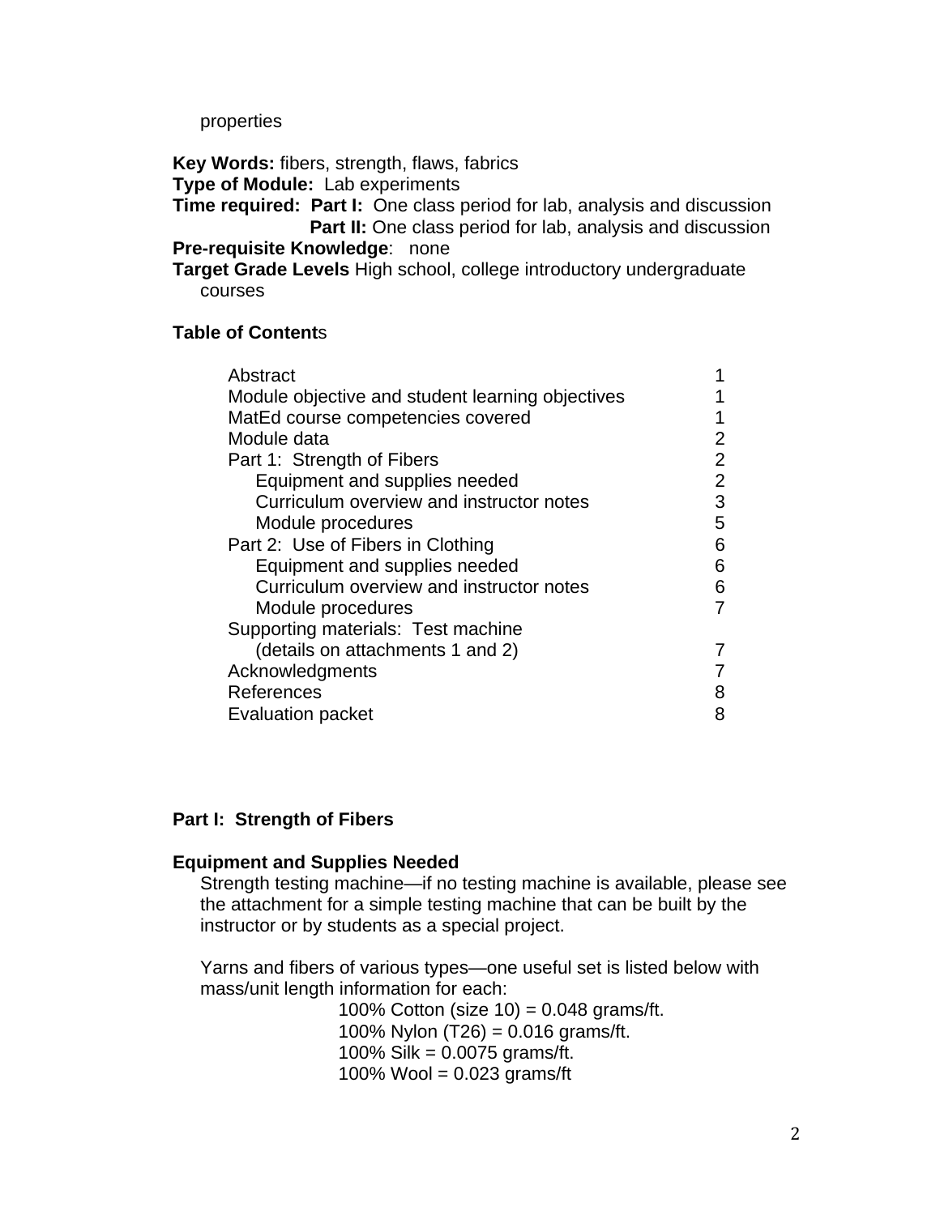properties

**Key Words:** fibers, strength, flaws, fabrics
**Type of Module:** Lab experiments
**Time required:** **Part I:** One class period for lab, analysis and discussion
**Part II:** One class period for lab, analysis and discussion
**Pre-requisite Knowledge**: none
**Target Grade Levels** High school, college introductory undergraduate courses

**Table of Contents**

| | |
|---|---|
| Abstract | 1 |
| Module objective and student learning objectives | 1 |
| MatEd course competencies covered | 1 |
| Module data | 2 |
| Part 1: Strength of Fibers | 2 |
| Equipment and supplies needed | 2 |
| Curriculum overview and instructor notes | 3 |
| Module procedures | 5 |
| Part 2: Use of Fibers in Clothing | 6 |
| Equipment and supplies needed | 6 |
| Curriculum overview and instructor notes | 6 |
| Module procedures | 7 |
| Supporting materials: Test machine (details on attachments 1 and 2) | 7 |
| Acknowledgments | 7 |
| References | 8 |
| Evaluation packet | 8 |

## Part I: Strength of Fibers

### Equipment and Supplies Needed

Strength testing machine—if no testing machine is available, please see the attachment for a simple testing machine that can be built by the instructor or by students as a special project.

Yarns and fibers of various types—one useful set is listed below with mass/unit length information for each:

100% Cotton (size 10) = 0.048 grams/ft.
100% Nylon (T26) = 0.016 grams/ft.
100% Silk = 0.0075 grams/ft.
100% Wool = 0.023 grams/ft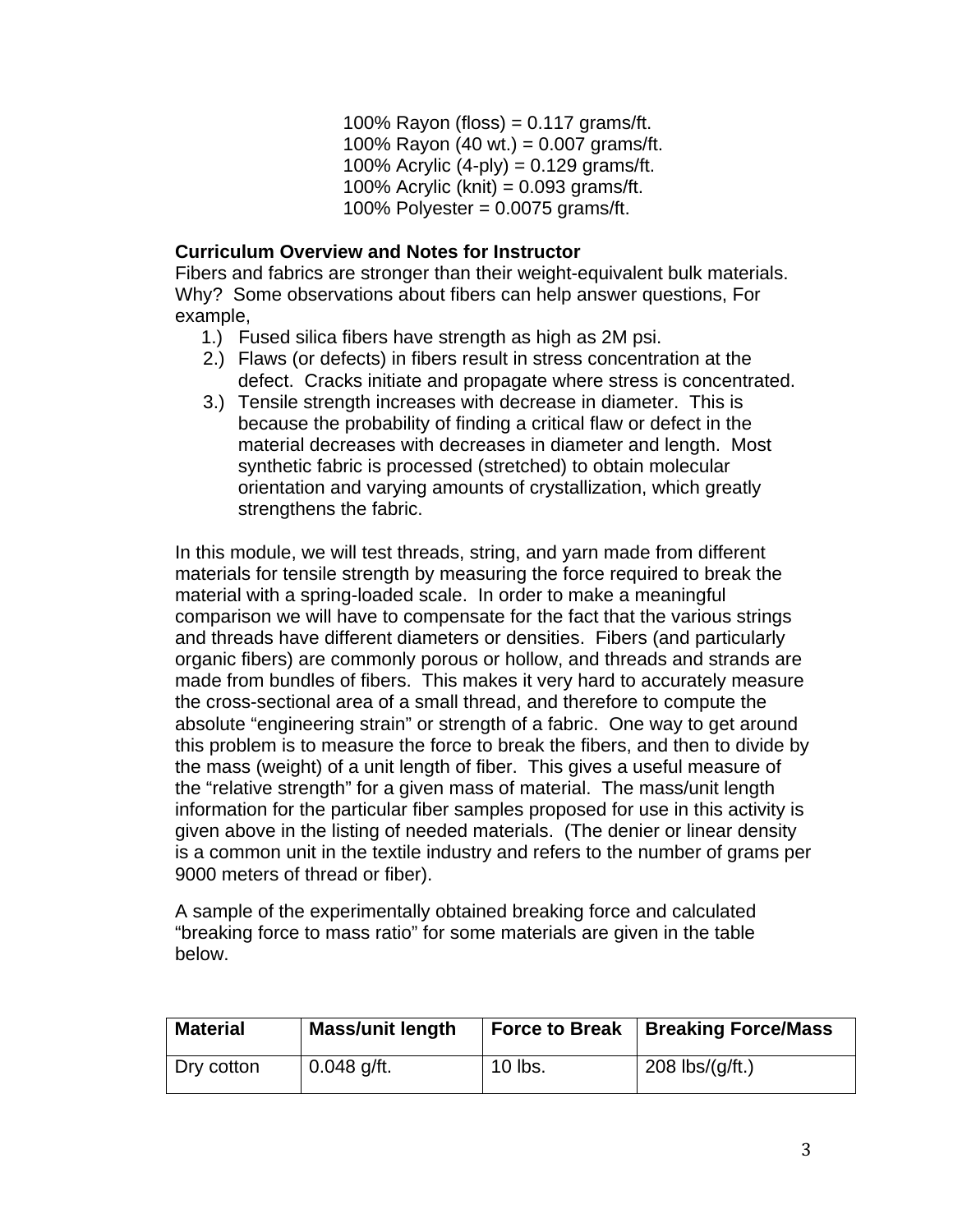100% Rayon (floss) = 0.117 grams/ft.
100% Rayon (40 wt.) = 0.007 grams/ft.
100% Acrylic (4-ply) = 0.129 grams/ft.
100% Acrylic (knit) = 0.093 grams/ft.
100% Polyester = 0.0075 grams/ft.

**Curriculum Overview and Notes for Instructor**

Fibers and fabrics are stronger than their weight-equivalent bulk materials. Why? Some observations about fibers can help answer questions, For example,

1.) Fused silica fibers have strength as high as 2M psi.
2.) Flaws (or defects) in fibers result in stress concentration at the defect. Cracks initiate and propagate where stress is concentrated.
3.) Tensile strength increases with decrease in diameter. This is because the probability of finding a critical flaw or defect in the material decreases with decreases in diameter and length. Most synthetic fabric is processed (stretched) to obtain molecular orientation and varying amounts of crystallization, which greatly strengthens the fabric.

In this module, we will test threads, string, and yarn made from different materials for tensile strength by measuring the force required to break the material with a spring-loaded scale. In order to make a meaningful comparison we will have to compensate for the fact that the various strings and threads have different diameters or densities. Fibers (and particularly organic fibers) are commonly porous or hollow, and threads and strands are made from bundles of fibers. This makes it very hard to accurately measure the cross-sectional area of a small thread, and therefore to compute the absolute "engineering strain" or strength of a fabric. One way to get around this problem is to measure the force to break the fibers, and then to divide by the mass (weight) of a unit length of fiber. This gives a useful measure of the "relative strength" for a given mass of material. The mass/unit length information for the particular fiber samples proposed for use in this activity is given above in the listing of needed materials. (The denier or linear density is a common unit in the textile industry and refers to the number of grams per 9000 meters of thread or fiber).

A sample of the experimentally obtained breaking force and calculated "breaking force to mass ratio" for some materials are given in the table below.

| Material | Mass/unit length | Force to Break | Breaking Force/Mass |
|---|---|---|---|
| Dry cotton | 0.048 g/ft. | 10 lbs. | 208 lbs/(g/ft.) |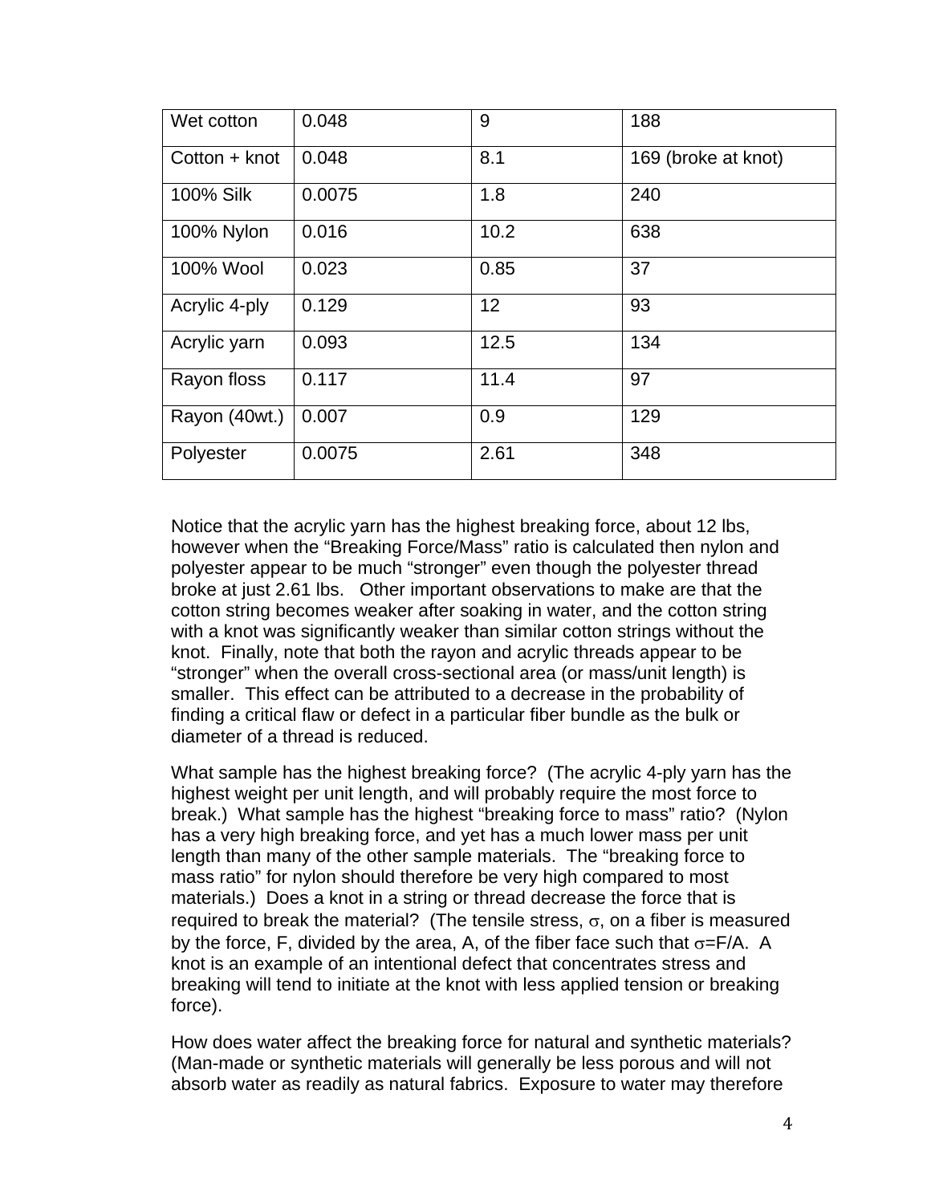| Wet cotton | 0.048 | 9 | 188 |
|---|---|---|---|
| Cotton + knot | 0.048 | 8.1 | 169 (broke at knot) |
| 100% Silk | 0.0075 | 1.8 | 240 |
| 100% Nylon | 0.016 | 10.2 | 638 |
| 100% Wool | 0.023 | 0.85 | 37 |
| Acrylic 4-ply | 0.129 | 12 | 93 |
| Acrylic yarn | 0.093 | 12.5 | 134 |
| Rayon floss | 0.117 | 11.4 | 97 |
| Rayon (40wt.) | 0.007 | 0.9 | 129 |
| Polyester | 0.0075 | 2.61 | 348 |

Notice that the acrylic yarn has the highest breaking force, about 12 lbs, however when the "Breaking Force/Mass" ratio is calculated then nylon and polyester appear to be much "stronger" even though the polyester thread broke at just 2.61 lbs. Other important observations to make are that the cotton string becomes weaker after soaking in water, and the cotton string with a knot was significantly weaker than similar cotton strings without the knot. Finally, note that both the rayon and acrylic threads appear to be "stronger" when the overall cross-sectional area (or mass/unit length) is smaller. This effect can be attributed to a decrease in the probability of finding a critical flaw or defect in a particular fiber bundle as the bulk or diameter of a thread is reduced.

What sample has the highest breaking force? (The acrylic 4-ply yarn has the highest weight per unit length, and will probably require the most force to break.) What sample has the highest "breaking force to mass" ratio? (Nylon has a very high breaking force, and yet has a much lower mass per unit length than many of the other sample materials. The "breaking force to mass ratio" for nylon should therefore be very high compared to most materials.) Does a knot in a string or thread decrease the force that is required to break the material? (The tensile stress, $\sigma$, on a fiber is measured by the force, F, divided by the area, A, of the fiber face such that $\sigma = F/A$. A knot is an example of an intentional defect that concentrates stress and breaking will tend to initiate at the knot with less applied tension or breaking force).

How does water affect the breaking force for natural and synthetic materials? (Man-made or synthetic materials will generally be less porous and will not absorb water as readily as natural fabrics. Exposure to water may therefore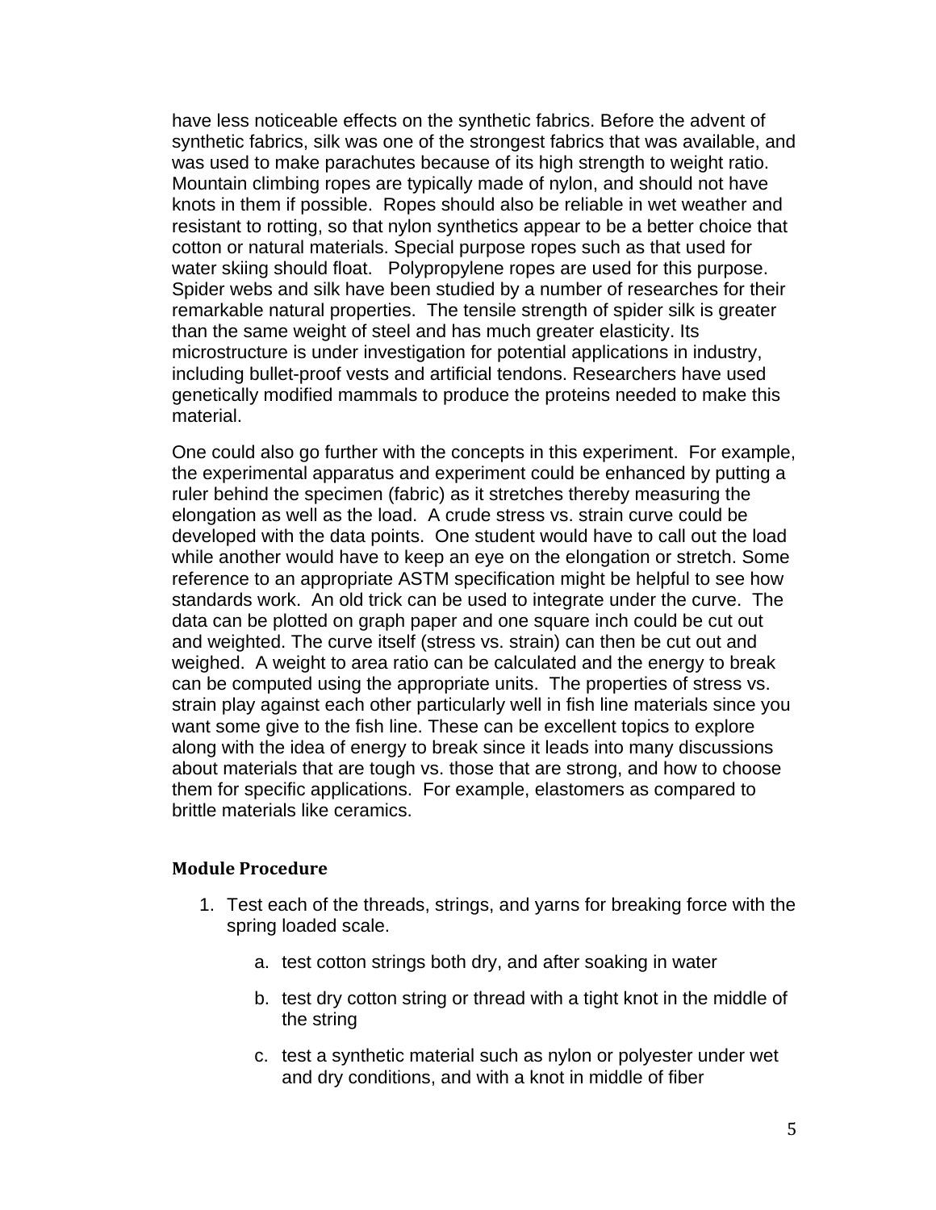have less noticeable effects on the synthetic fabrics. Before the advent of synthetic fabrics, silk was one of the strongest fabrics that was available, and was used to make parachutes because of its high strength to weight ratio. Mountain climbing ropes are typically made of nylon, and should not have knots in them if possible. Ropes should also be reliable in wet weather and resistant to rotting, so that nylon synthetics appear to be a better choice that cotton or natural materials. Special purpose ropes such as that used for water skiing should float. Polypropylene ropes are used for this purpose. Spider webs and silk have been studied by a number of researches for their remarkable natural properties. The tensile strength of spider silk is greater than the same weight of steel and has much greater elasticity. Its microstructure is under investigation for potential applications in industry, including bullet-proof vests and artificial tendons. Researchers have used genetically modified mammals to produce the proteins needed to make this material.

One could also go further with the concepts in this experiment. For example, the experimental apparatus and experiment could be enhanced by putting a ruler behind the specimen (fabric) as it stretches thereby measuring the elongation as well as the load. A crude stress vs. strain curve could be developed with the data points. One student would have to call out the load while another would have to keep an eye on the elongation or stretch. Some reference to an appropriate ASTM specification might be helpful to see how standards work. An old trick can be used to integrate under the curve. The data can be plotted on graph paper and one square inch could be cut out and weighted. The curve itself (stress vs. strain) can then be cut out and weighed. A weight to area ratio can be calculated and the energy to break can be computed using the appropriate units. The properties of stress vs. strain play against each other particularly well in fish line materials since you want some give to the fish line. These can be excellent topics to explore along with the idea of energy to break since it leads into many discussions about materials that are tough vs. those that are strong, and how to choose them for specific applications. For example, elastomers as compared to brittle materials like ceramics.

### Module Procedure

1. Test each of the threads, strings, and yarns for breaking force with the spring loaded scale.

    a. test cotton strings both dry, and after soaking in water

    b. test dry cotton string or thread with a tight knot in the middle of the string

    c. test a synthetic material such as nylon or polyester under wet and dry conditions, and with a knot in middle of fiber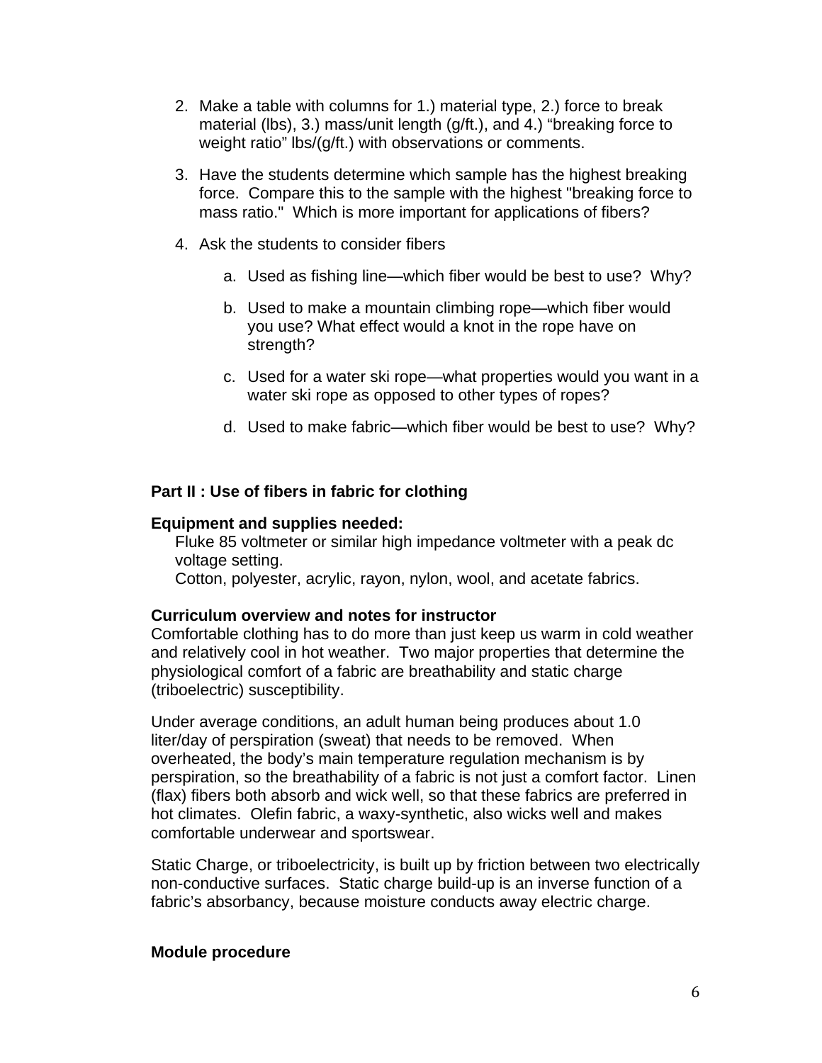2. Make a table with columns for 1.) material type, 2.) force to break material (lbs), 3.) mass/unit length (g/ft.), and 4.) “breaking force to weight ratio” lbs/(g/ft.) with observations or comments.

3. Have the students determine which sample has the highest breaking force. Compare this to the sample with the highest "breaking force to mass ratio." Which is more important for applications of fibers?

4. Ask the students to consider fibers

    a. Used as fishing line—which fiber would be best to use? Why?

    b. Used to make a mountain climbing rope—which fiber would you use? What effect would a knot in the rope have on strength?

    c. Used for a water ski rope—what properties would you want in a water ski rope as opposed to other types of ropes?

    d. Used to make fabric—which fiber would be best to use? Why?

## Part II : Use of fibers in fabric for clothing

**Equipment and supplies needed:**

Fluke 85 voltmeter or similar high impedance voltmeter with a peak dc voltage setting.
Cotton, polyester, acrylic, rayon, nylon, wool, and acetate fabrics.

**Curriculum overview and notes for instructor**

Comfortable clothing has to do more than just keep us warm in cold weather and relatively cool in hot weather. Two major properties that determine the physiological comfort of a fabric are breathability and static charge (triboelectric) susceptibility.

Under average conditions, an adult human being produces about 1.0 liter/day of perspiration (sweat) that needs to be removed. When overheated, the body’s main temperature regulation mechanism is by perspiration, so the breathability of a fabric is not just a comfort factor. Linen (flax) fibers both absorb and wick well, so that these fabrics are preferred in hot climates. Olefin fabric, a waxy-synthetic, also wicks well and makes comfortable underwear and sportswear.

Static Charge, or triboelectricity, is built up by friction between two electrically non-conductive surfaces. Static charge build-up is an inverse function of a fabric’s absorbancy, because moisture conducts away electric charge.

**Module procedure**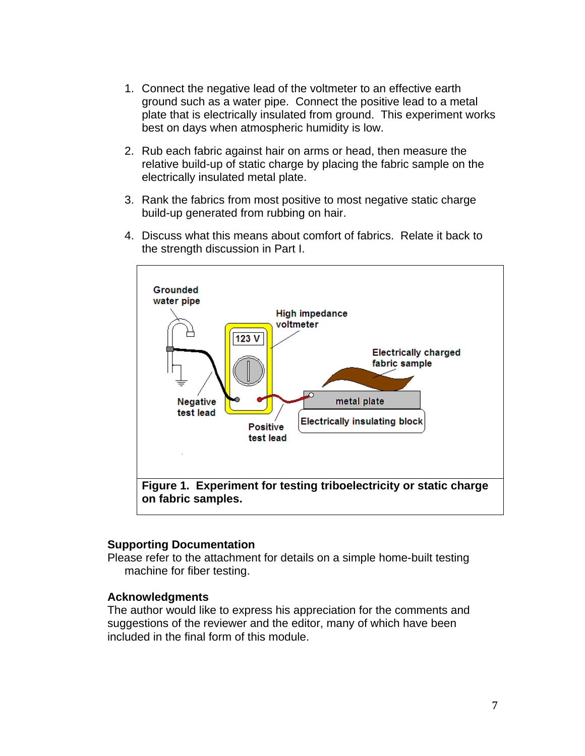1. Connect the negative lead of the voltmeter to an effective earth ground such as a water pipe. Connect the positive lead to a metal plate that is electrically insulated from ground. This experiment works best on days when atmospheric humidity is low.

2. Rub each fabric against hair on arms or head, then measure the relative build-up of static charge by placing the fabric sample on the electrically insulated metal plate.

3. Rank the fabrics from most positive to most negative static charge build-up generated from rubbing on hair.

4. Discuss what this means about comfort of fabrics. Relate it back to the strength discussion in Part I.

**Figure 1. Experiment for testing triboelectricity or static charge on fabric samples.**

**Supporting Documentation**
Please refer to the attachment for details on a simple home-built testing machine for fiber testing.

**Acknowledgments**
The author would like to express his appreciation for the comments and suggestions of the reviewer and the editor, many of which have been included in the final form of this module.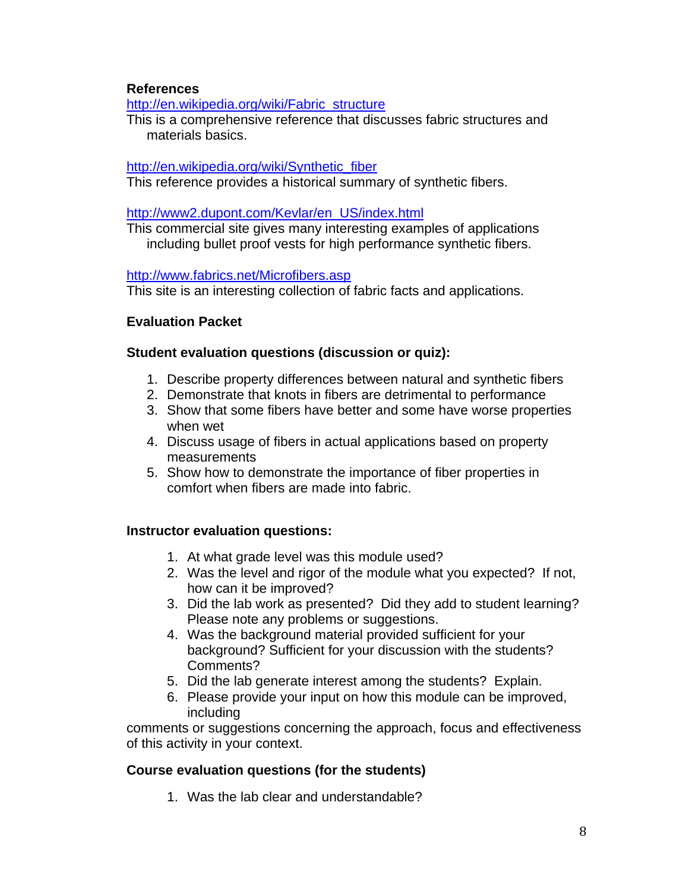**References**

http://en.wikipedia.org/wiki/Fabric_structure
This is a comprehensive reference that discusses fabric structures and materials basics.

http://en.wikipedia.org/wiki/Synthetic_fiber
This reference provides a historical summary of synthetic fibers.

http://www2.dupont.com/Kevlar/en_US/index.html
This commercial site gives many interesting examples of applications including bullet proof vests for high performance synthetic fibers.

http://www.fabrics.net/Microfibers.asp
This site is an interesting collection of fabric facts and applications.

**Evaluation Packet**

**Student evaluation questions (discussion or quiz):**

1. Describe property differences between natural and synthetic fibers
2. Demonstrate that knots in fibers are detrimental to performance
3. Show that some fibers have better and some have worse properties when wet
4. Discuss usage of fibers in actual applications based on property measurements
5. Show how to demonstrate the importance of fiber properties in comfort when fibers are made into fabric.

**Instructor evaluation questions:**

1. At what grade level was this module used?
2. Was the level and rigor of the module what you expected? If not, how can it be improved?
3. Did the lab work as presented? Did they add to student learning? Please note any problems or suggestions.
4. Was the background material provided sufficient for your background? Sufficient for your discussion with the students? Comments?
5. Did the lab generate interest among the students? Explain.
6. Please provide your input on how this module can be improved, including

comments or suggestions concerning the approach, focus and effectiveness of this activity in your context.

**Course evaluation questions (for the students)**

1. Was the lab clear and understandable?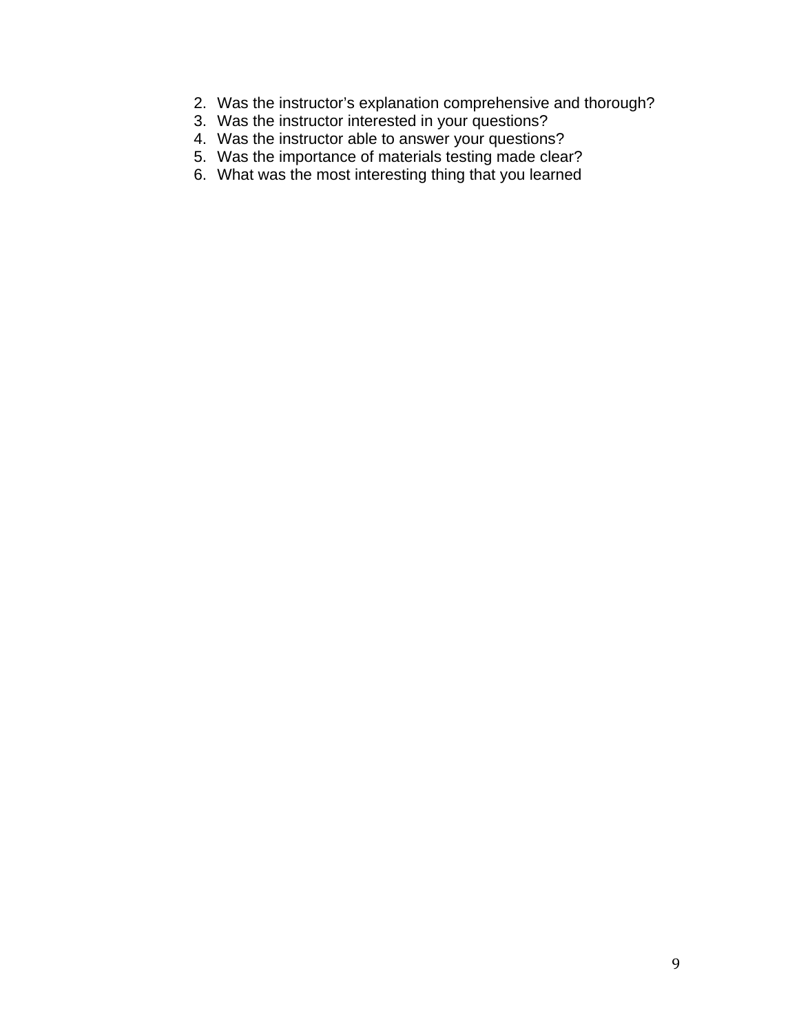2. Was the instructor's explanation comprehensive and thorough?
3. Was the instructor interested in your questions?
4. Was the instructor able to answer your questions?
5. Was the importance of materials testing made clear?
6. What was the most interesting thing that you learned